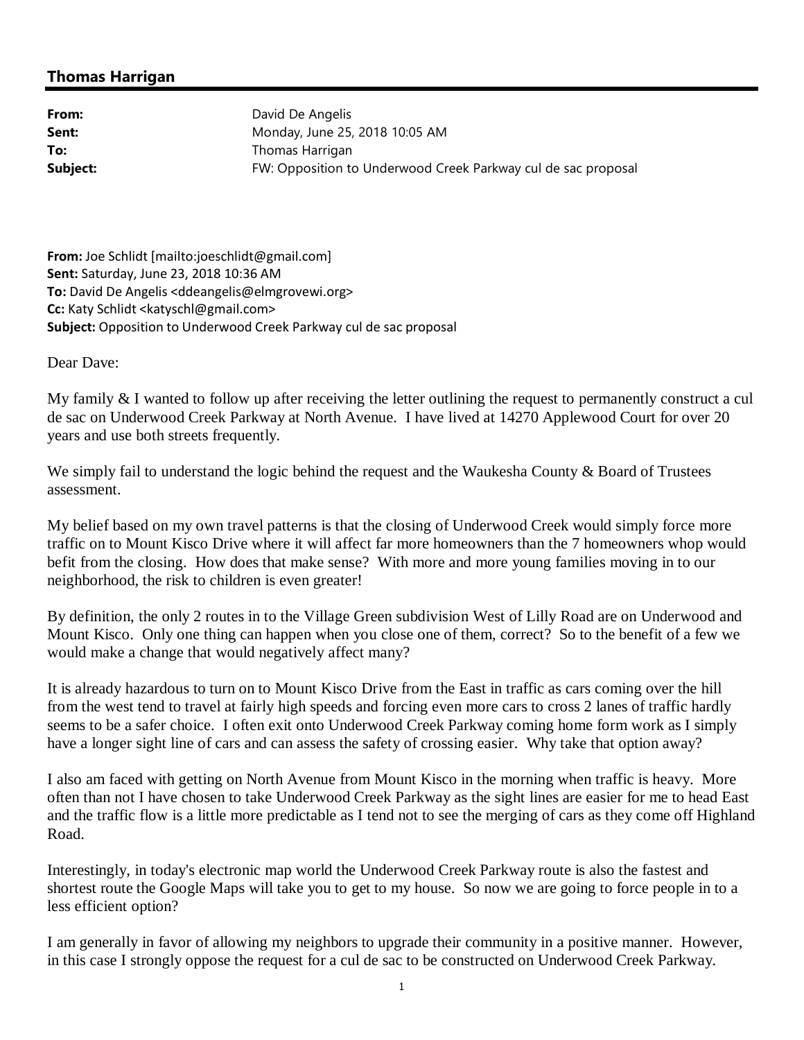## Thomas Harrigan

**From:** David De Angelis
**Sent:** Monday, June 25, 2018 10:05 AM
**To:** Thomas Harrigan
**Subject:** FW: Opposition to Underwood Creek Parkway cul de sac proposal

**From:** Joe Schlidt [mailto:joeschlidt@gmail.com]
**Sent:** Saturday, June 23, 2018 10:36 AM
**To:** David De Angelis <ddeangelis@elmgrovewi.org>
**Cc:** Katy Schlidt <katyschl@gmail.com>
**Subject:** Opposition to Underwood Creek Parkway cul de sac proposal

Dear Dave:

My family & I wanted to follow up after receiving the letter outlining the request to permanently construct a cul de sac on Underwood Creek Parkway at North Avenue. I have lived at 14270 Applewood Court for over 20 years and use both streets frequently.

We simply fail to understand the logic behind the request and the Waukesha County & Board of Trustees assessment.

My belief based on my own travel patterns is that the closing of Underwood Creek would simply force more traffic on to Mount Kisco Drive where it will affect far more homeowners than the 7 homeowners whop would befit from the closing. How does that make sense? With more and more young families moving in to our neighborhood, the risk to children is even greater!

By definition, the only 2 routes in to the Village Green subdivision West of Lilly Road are on Underwood and Mount Kisco. Only one thing can happen when you close one of them, correct? So to the benefit of a few we would make a change that would negatively affect many?

It is already hazardous to turn on to Mount Kisco Drive from the East in traffic as cars coming over the hill from the west tend to travel at fairly high speeds and forcing even more cars to cross 2 lanes of traffic hardly seems to be a safer choice. I often exit onto Underwood Creek Parkway coming home form work as I simply have a longer sight line of cars and can assess the safety of crossing easier. Why take that option away?

I also am faced with getting on North Avenue from Mount Kisco in the morning when traffic is heavy. More often than not I have chosen to take Underwood Creek Parkway as the sight lines are easier for me to head East and the traffic flow is a little more predictable as I tend not to see the merging of cars as they come off Highland Road.

Interestingly, in today's electronic map world the Underwood Creek Parkway route is also the fastest and shortest route the Google Maps will take you to get to my house. So now we are going to force people in to a less efficient option?

I am generally in favor of allowing my neighbors to upgrade their community in a positive manner. However, in this case I strongly oppose the request for a cul de sac to be constructed on Underwood Creek Parkway.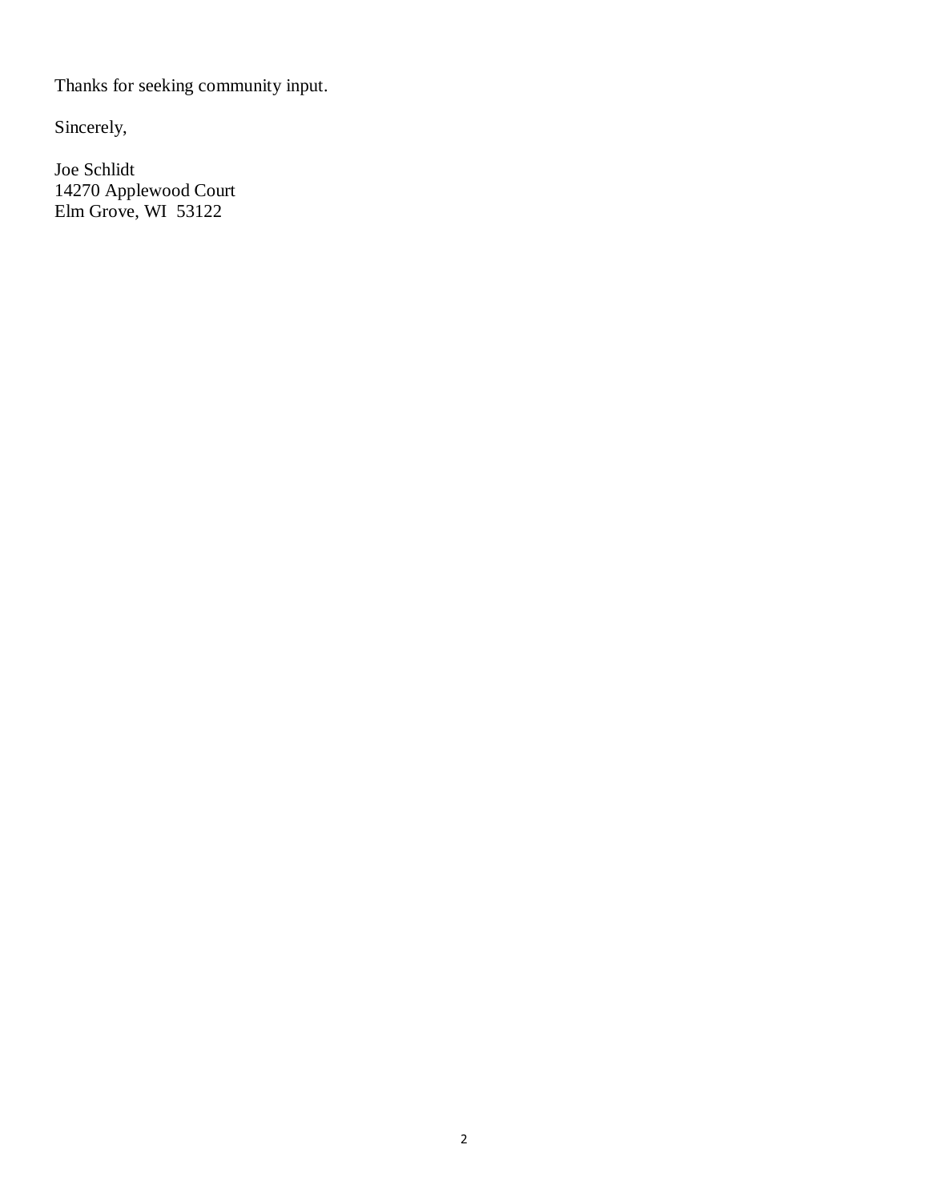Thanks for seeking community input.

Sincerely,

Joe Schlidt
14270 Applewood Court
Elm Grove, WI 53122